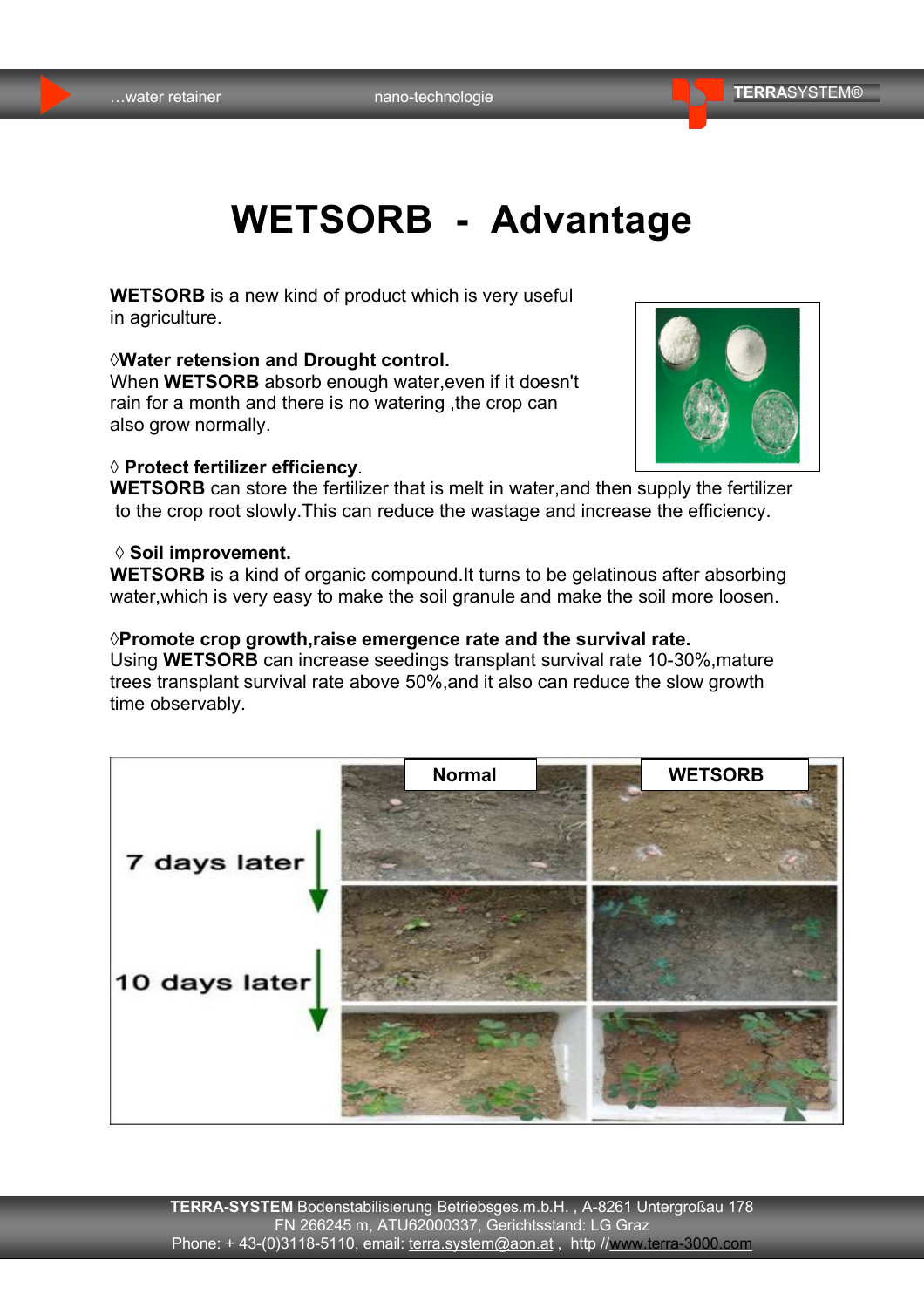# WETSORB - Advantage

**WETSORB** is a new kind of product which is very useful in agriculture.

◊**Water retension and Drought control.**
When **WETSORB** absorb enough water,even if it doesn't rain for a month and there is no watering ,the crop can also grow normally.

◊ **Protect fertilizer efficiency**.
**WETSORB** can store the fertilizer that is melt in water,and then supply the fertilizer to the crop root slowly.This can reduce the wastage and increase the efficiency.

◊ **Soil improvement.**
**WETSORB** is a kind of organic compound.It turns to be gelatinous after absorbing water,which is very easy to make the soil granule and make the soil more loosen.

◊**Promote crop growth,raise emergence rate and the survival rate.**
Using **WETSORB** can increase seedings transplant survival rate 10-30%,mature trees transplant survival rate above 50%,and it also can reduce the slow growth time observably.

|  | Normal | WETSORB |
|---|---|---|
| 7 days later | | |
| 10 days later | | |

**TERRA-SYSTEM** Bodenstabilisierung Betriebsges.m.b.H. , A-8261 Untergroßau 178
FN 266245 m, ATU62000337, Gerichtsstand: LG Graz
Phone: + 43-(0)3118-5110, email: terra.system@aon.at , http //www.terra-3000.com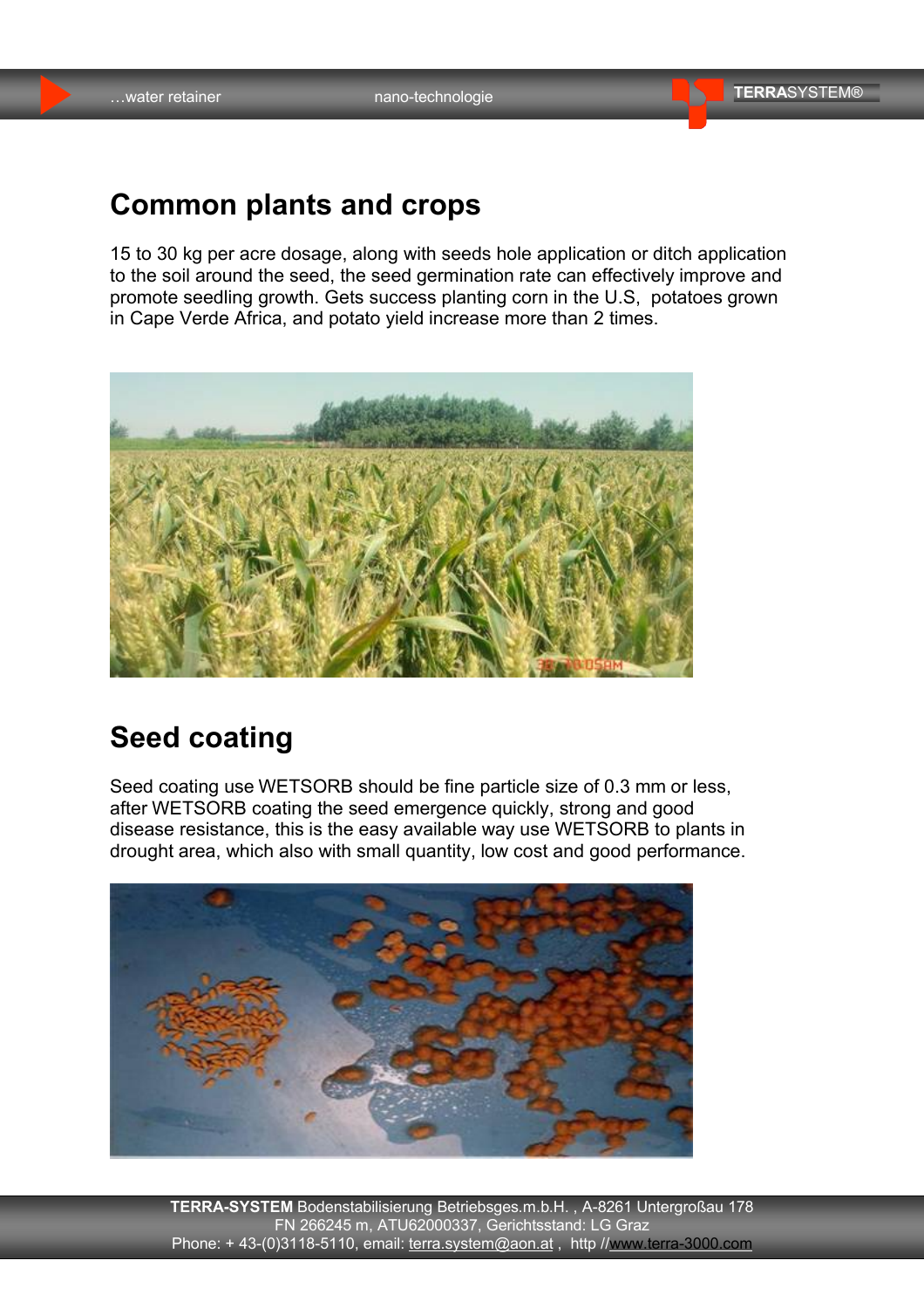## Common plants and crops

15 to 30 kg per acre dosage, along with seeds hole application or ditch application to the soil around the seed, the seed germination rate can effectively improve and promote seedling growth. Gets success planting corn in the U.S, potatoes grown in Cape Verde Africa, and potato yield increase more than 2 times.

## Seed coating

Seed coating use WETSORB should be fine particle size of 0.3 mm or less, after WETSORB coating the seed emergence quickly, strong and good disease resistance, this is the easy available way use WETSORB to plants in drought area, which also with small quantity, low cost and good performance.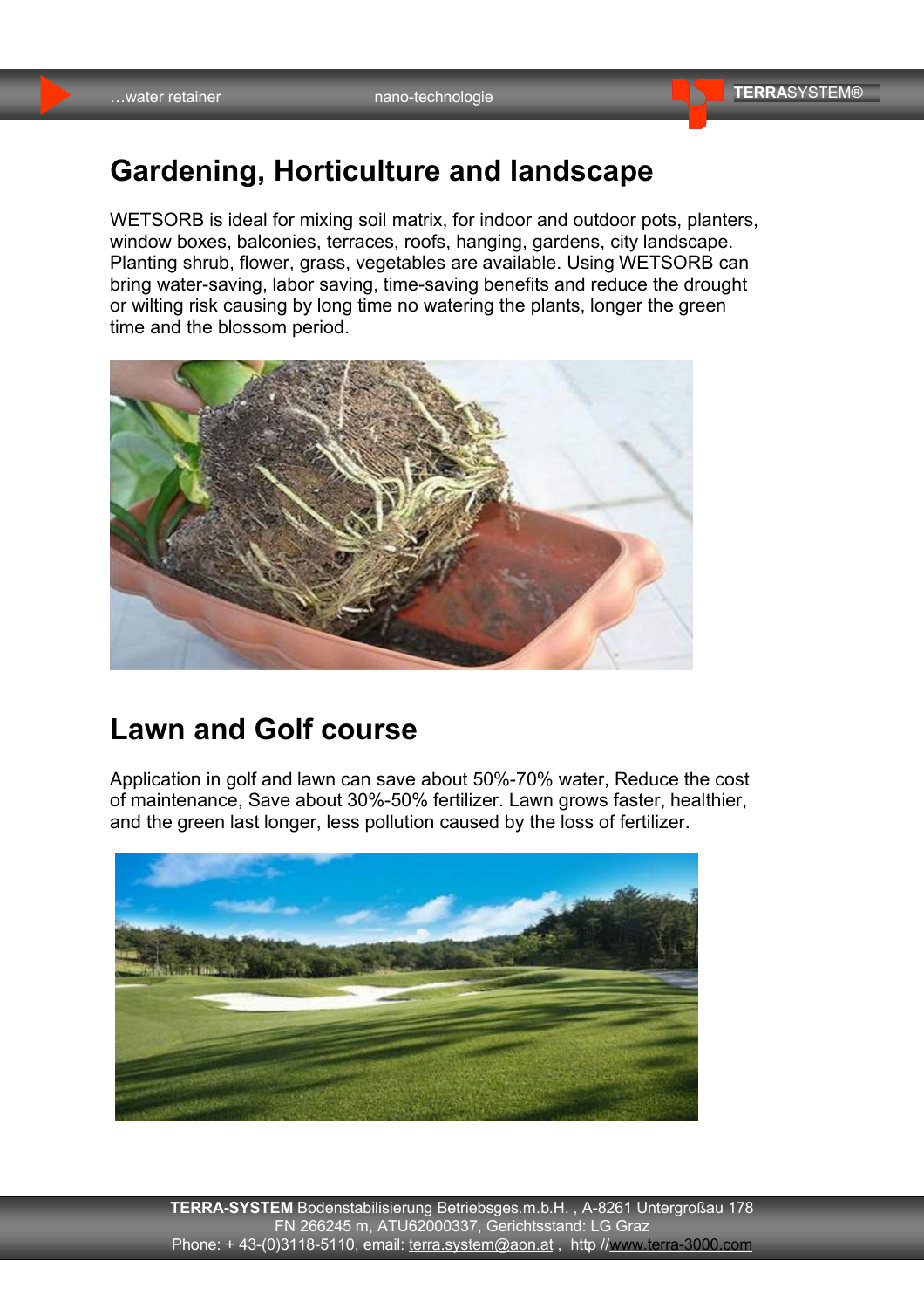# Gardening, Horticulture and landscape

WETSORB is ideal for mixing soil matrix, for indoor and outdoor pots, planters, window boxes, balconies, terraces, roofs, hanging, gardens, city landscape. Planting shrub, flower, grass, vegetables are available. Using WETSORB can bring water-saving, labor saving, time-saving benefits and reduce the drought or wilting risk causing by long time no watering the plants, longer the green time and the blossom period.

# Lawn and Golf course

Application in golf and lawn can save about 50%-70% water, Reduce the cost of maintenance, Save about 30%-50% fertilizer. Lawn grows faster, healthier, and the green last longer, less pollution caused by the loss of fertilizer.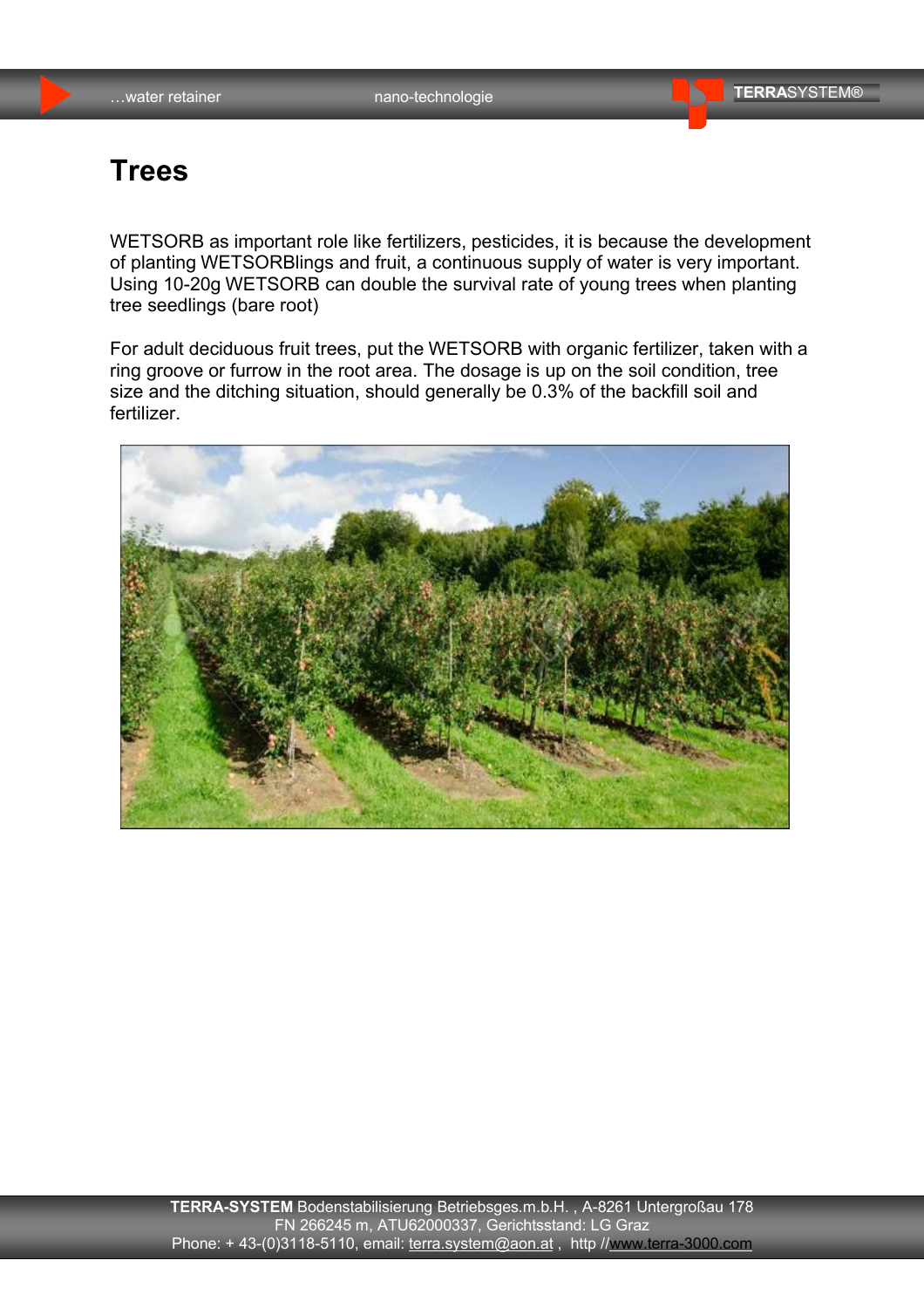# Trees

WETSORB as important role like fertilizers, pesticides, it is because the development of planting WETSORBlings and fruit, a continuous supply of water is very important. Using 10-20g WETSORB can double the survival rate of young trees when planting tree seedlings (bare root)

For adult deciduous fruit trees, put the WETSORB with organic fertilizer, taken with a ring groove or furrow in the root area. The dosage is up on the soil condition, tree size and the ditching situation, should generally be 0.3% of the backfill soil and fertilizer.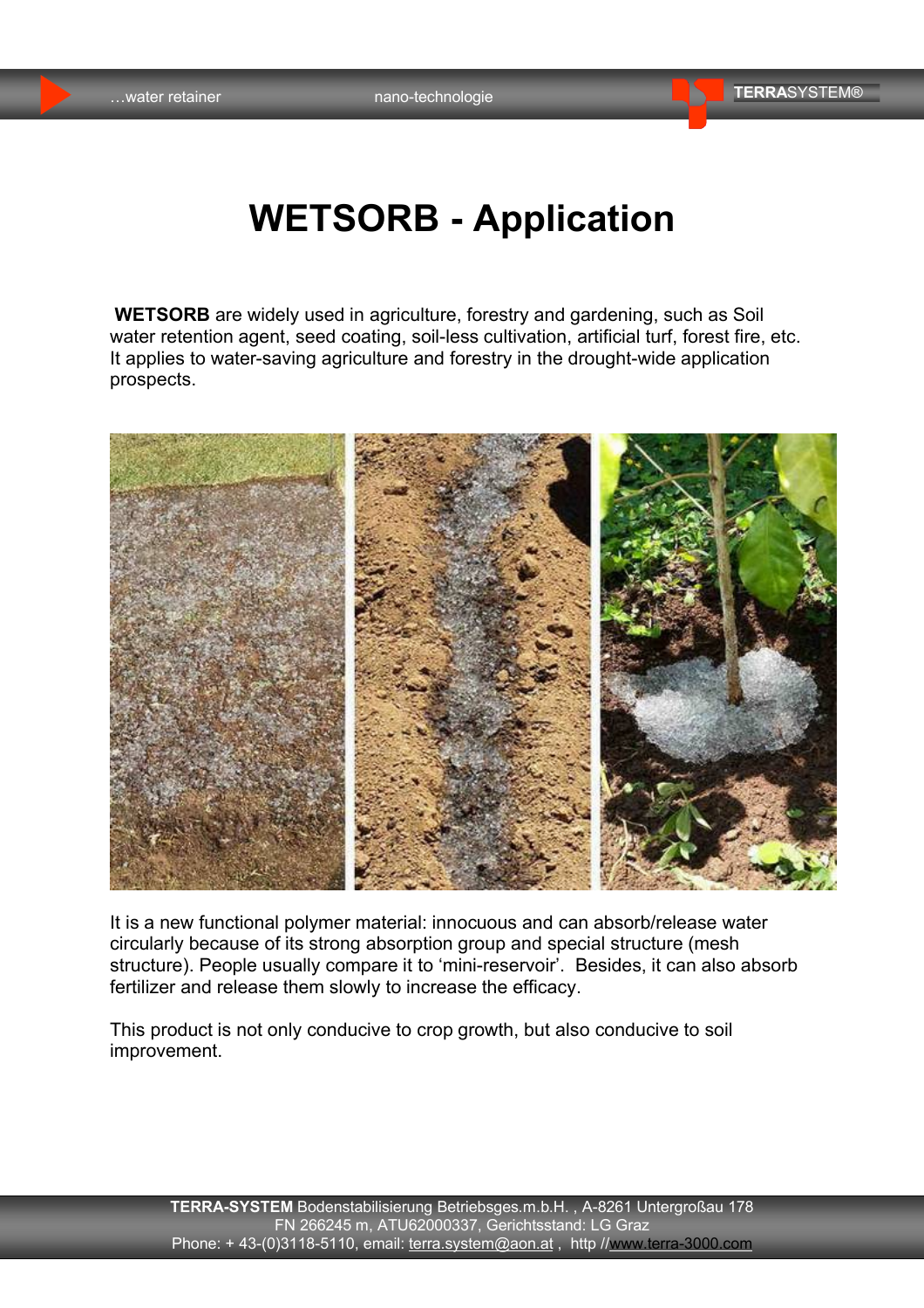# WETSORB - Application

**WETSORB** are widely used in agriculture, forestry and gardening, such as Soil water retention agent, seed coating, soil-less cultivation, artificial turf, forest fire, etc. It applies to water-saving agriculture and forestry in the drought-wide application prospects.

It is a new functional polymer material: innocuous and can absorb/release water circularly because of its strong absorption group and special structure (mesh structure). People usually compare it to 'mini-reservoir'. Besides, it can also absorb fertilizer and release them slowly to increase the efficacy.

This product is not only conducive to crop growth, but also conducive to soil improvement.